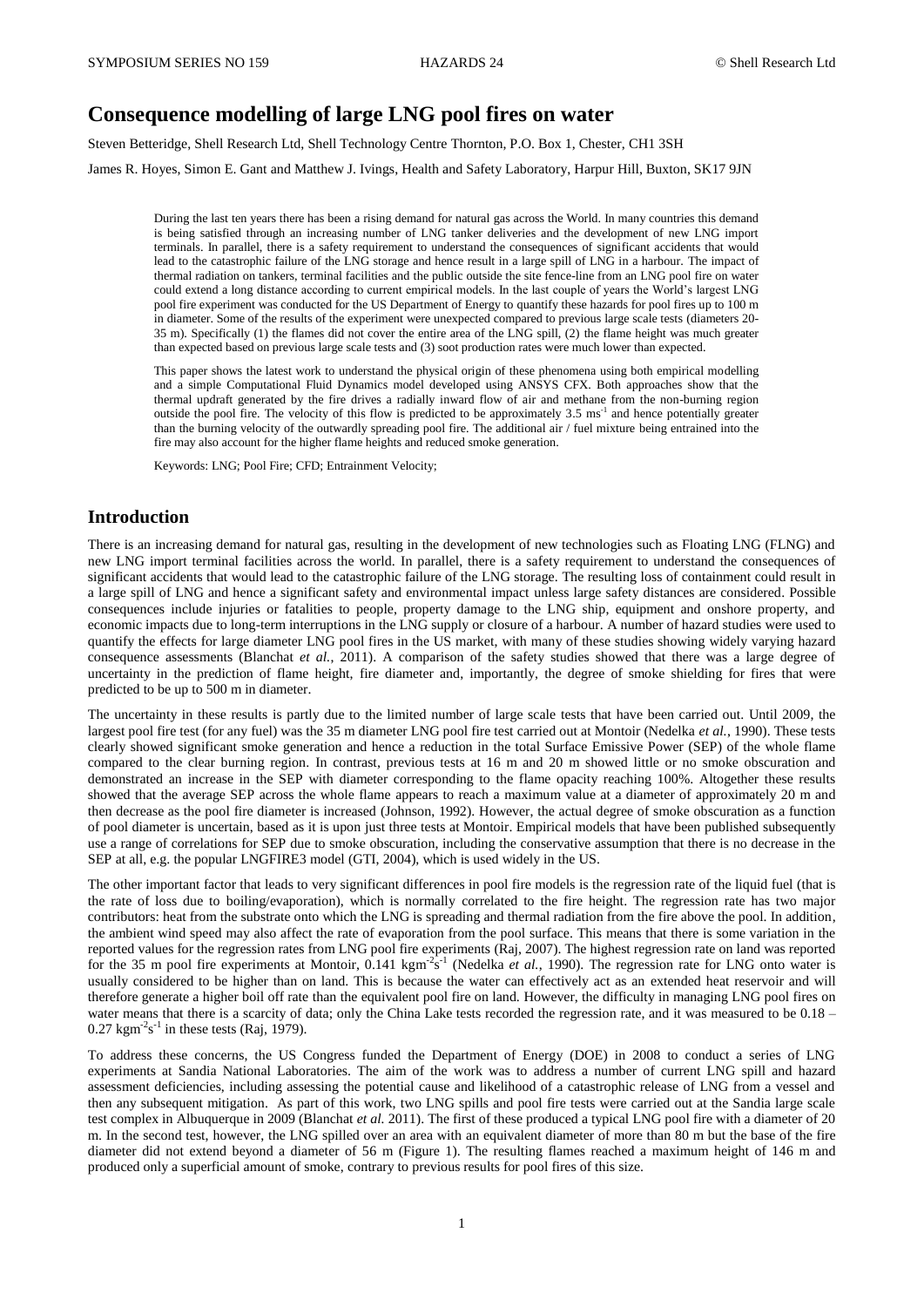# Consequence modelling of large LNG pool fires on water

Steven Betteridge, Shell Research Ltd, Shell Technology Centre Thornton, P.O. Box 1, Chester, CH1 3SH

James R. Hoyes, Simon E. Gant and Matthew J. Ivings, Health and Safety Laboratory, Harpur Hill, Buxton, SK17 9JN

During the last ten years there has been a rising demand for natural gas across the World. In many countries this demand is being satisfied through an increasing number of LNG tanker deliveries and the development of new LNG import terminals. In parallel, there is a safety requirement to understand the consequences of significant accidents that would lead to the catastrophic failure of the LNG storage and hence result in a large spill of LNG in a harbour. The impact of thermal radiation on tankers, terminal facilities and the public outside the site fence-line from an LNG pool fire on water could extend a long distance according to current empirical models. In the last couple of years the World's largest LNG pool fire experiment was conducted for the US Department of Energy to quantify these hazards for pool fires up to 100 m in diameter. Some of the results of the experiment were unexpected compared to previous large scale tests (diameters 20-35 m). Specifically (1) the flames did not cover the entire area of the LNG spill, (2) the flame height was much greater than expected based on previous large scale tests and (3) soot production rates were much lower than expected.

This paper shows the latest work to understand the physical origin of these phenomena using both empirical modelling and a simple Computational Fluid Dynamics model developed using ANSYS CFX. Both approaches show that the thermal updraft generated by the fire drives a radially inward flow of air and methane from the non-burning region outside the pool fire. The velocity of this flow is predicted to be approximately 3.5 $ms^{-1}$ and hence potentially greater than the burning velocity of the outwardly spreading pool fire. The additional air / fuel mixture being entrained into the fire may also account for the higher flame heights and reduced smoke generation.

Keywords: LNG; Pool Fire; CFD; Entrainment Velocity;

## Introduction

There is an increasing demand for natural gas, resulting in the development of new technologies such as Floating LNG (FLNG) and new LNG import terminal facilities across the world. In parallel, there is a safety requirement to understand the consequences of significant accidents that would lead to the catastrophic failure of the LNG storage. The resulting loss of containment could result in a large spill of LNG and hence a significant safety and environmental impact unless large safety distances are considered. Possible consequences include injuries or fatalities to people, property damage to the LNG ship, equipment and onshore property, and economic impacts due to long-term interruptions in the LNG supply or closure of a harbour. A number of hazard studies were used to quantify the effects for large diameter LNG pool fires in the US market, with many of these studies showing widely varying hazard consequence assessments (Blanchat *et al.*, 2011). A comparison of the safety studies showed that there was a large degree of uncertainty in the prediction of flame height, fire diameter and, importantly, the degree of smoke shielding for fires that were predicted to be up to 500 m in diameter.

The uncertainty in these results is partly due to the limited number of large scale tests that have been carried out. Until 2009, the largest pool fire test (for any fuel) was the 35 m diameter LNG pool fire test carried out at Montoir (Nedelka *et al.*, 1990). These tests clearly showed significant smoke generation and hence a reduction in the total Surface Emissive Power (SEP) of the whole flame compared to the clear burning region. In contrast, previous tests at 16 m and 20 m showed little or no smoke obscuration and demonstrated an increase in the SEP with diameter corresponding to the flame opacity reaching 100%. Altogether these results showed that the average SEP across the whole flame appears to reach a maximum value at a diameter of approximately 20 m and then decrease as the pool fire diameter is increased (Johnson, 1992). However, the actual degree of smoke obscuration as a function of pool diameter is uncertain, based as it is upon just three tests at Montoir. Empirical models that have been published subsequently use a range of correlations for SEP due to smoke obscuration, including the conservative assumption that there is no decrease in the SEP at all, e.g. the popular LNGFIRE3 model (GTI, 2004), which is used widely in the US.

The other important factor that leads to very significant differences in pool fire models is the regression rate of the liquid fuel (that is the rate of loss due to boiling/evaporation), which is normally correlated to the fire height. The regression rate has two major contributors: heat from the substrate onto which the LNG is spreading and thermal radiation from the fire above the pool. In addition, the ambient wind speed may also affect the rate of evaporation from the pool surface. This means that there is some variation in the reported values for the regression rates from LNG pool fire experiments (Raj, 2007). The highest regression rate on land was reported for the 35 m pool fire experiments at Montoir, 0.141 $kgm^{-2}s^{-1}$ (Nedelka *et al.*, 1990). The regression rate for LNG onto water is usually considered to be higher than on land. This is because the water can effectively act as an extended heat reservoir and will therefore generate a higher boil off rate than the equivalent pool fire on land. However, the difficulty in managing LNG pool fires on water means that there is a scarcity of data; only the China Lake tests recorded the regression rate, and it was measured to be 0.18 – 0.27 $kgm^{-2}s^{-1}$ in these tests (Raj, 1979).

To address these concerns, the US Congress funded the Department of Energy (DOE) in 2008 to conduct a series of LNG experiments at Sandia National Laboratories. The aim of the work was to address a number of current LNG spill and hazard assessment deficiencies, including assessing the potential cause and likelihood of a catastrophic release of LNG from a vessel and then any subsequent mitigation. As part of this work, two LNG spills and pool fire tests were carried out at the Sandia large scale test complex in Albuquerque in 2009 (Blanchat *et al.* 2011). The first of these produced a typical LNG pool fire with a diameter of 20 m. In the second test, however, the LNG spilled over an area with an equivalent diameter of more than 80 m but the base of the fire diameter did not extend beyond a diameter of 56 m (Figure 1). The resulting flames reached a maximum height of 146 m and produced only a superficial amount of smoke, contrary to previous results for pool fires of this size.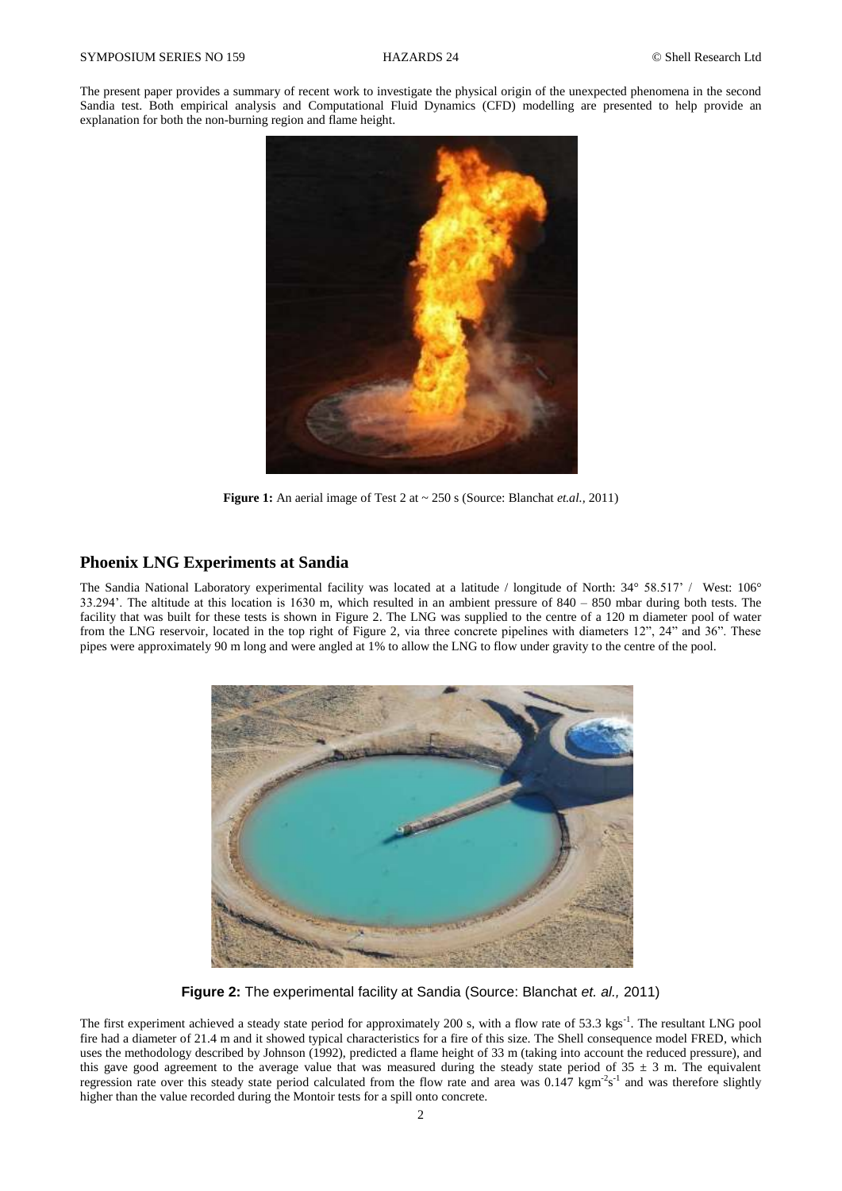The present paper provides a summary of recent work to investigate the physical origin of the unexpected phenomena in the second Sandia test. Both empirical analysis and Computational Fluid Dynamics (CFD) modelling are presented to help provide an explanation for both the non-burning region and flame height.

**Figure 1:** An aerial image of Test 2 at ~ 250 s (Source: Blanchat *et.al.*, 2011)

## Phoenix LNG Experiments at Sandia

The Sandia National Laboratory experimental facility was located at a latitude / longitude of North: 34° 58.517' / West: 106° 33.294'. The altitude at this location is 1630 m, which resulted in an ambient pressure of 840 – 850 mbar during both tests. The facility that was built for these tests is shown in Figure 2. The LNG was supplied to the centre of a 120 m diameter pool of water from the LNG reservoir, located in the top right of Figure 2, via three concrete pipelines with diameters 12", 24" and 36". These pipes were approximately 90 m long and were angled at 1% to allow the LNG to flow under gravity to the centre of the pool.

**Figure 2:** The experimental facility at Sandia (Source: Blanchat *et. al.,* 2011)

The first experiment achieved a steady state period for approximately 200 s, with a flow rate of 53.3 $kgs^{-1}$. The resultant LNG pool fire had a diameter of 21.4 m and it showed typical characteristics for a fire of this size. The Shell consequence model FRED, which uses the methodology described by Johnson (1992), predicted a flame height of 33 m (taking into account the reduced pressure), and this gave good agreement to the average value that was measured during the steady state period of $35 \pm 3$ m. The equivalent regression rate over this steady state period calculated from the flow rate and area was 0.147 $kgm^{-2}s^{-1}$ and was therefore slightly higher than the value recorded during the Montoir tests for a spill onto concrete.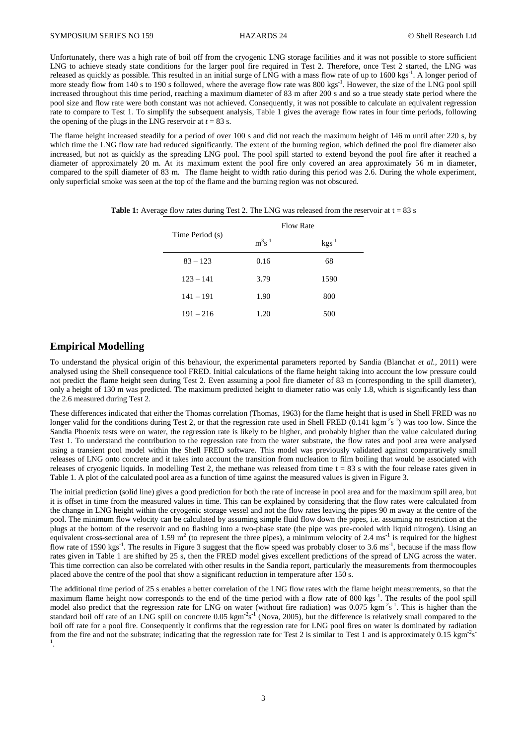Unfortunately, there was a high rate of boil off from the cryogenic LNG storage facilities and it was not possible to store sufficient LNG to achieve steady state conditions for the larger pool fire required in Test 2. Therefore, once Test 2 started, the LNG was released as quickly as possible. This resulted in an initial surge of LNG with a mass flow rate of up to 1600 $kgs^{-1}$. A longer period of more steady flow from 140 s to 190 s followed, where the average flow rate was 800 $kgs^{-1}$. However, the size of the LNG pool spill increased throughout this time period, reaching a maximum diameter of 83 m after 200 s and so a true steady state period where the pool size and flow rate were both constant was not achieved. Consequently, it was not possible to calculate an equivalent regression rate to compare to Test 1. To simplify the subsequent analysis, Table 1 gives the average flow rates in four time periods, following the opening of the plugs in the LNG reservoir at $t = 83$ s.

The flame height increased steadily for a period of over 100 s and did not reach the maximum height of 146 m until after 220 s, by which time the LNG flow rate had reduced significantly. The extent of the burning region, which defined the pool fire diameter also increased, but not as quickly as the spreading LNG pool. The pool spill started to extend beyond the pool fire after it reached a diameter of approximately 20 m. At its maximum extent the pool fire only covered an area approximately 56 m in diameter, compared to the spill diameter of 83 m. The flame height to width ratio during this period was 2.6. During the whole experiment, only superficial smoke was seen at the top of the flame and the burning region was not obscured.

**Table 1:** Average flow rates during Test 2. The LNG was released from the reservoir at t = 83 s

| Time Period (s) | Flow Rate | |
|---|---|---|
| | $m^3s^{-1}$ | $kgs^{-1}$ |
| 83 – 123 | 0.16 | 68 |
| 123 – 141 | 3.79 | 1590 |
| 141 – 191 | 1.90 | 800 |
| 191 – 216 | 1.20 | 500 |

## Empirical Modelling

To understand the physical origin of this behaviour, the experimental parameters reported by Sandia (Blanchat *et al.*, 2011) were analysed using the Shell consequence tool FRED. Initial calculations of the flame height taking into account the low pressure could not predict the flame height seen during Test 2. Even assuming a pool fire diameter of 83 m (corresponding to the spill diameter), only a height of 130 m was predicted. The maximum predicted height to diameter ratio was only 1.8, which is significantly less than the 2.6 measured during Test 2.

These differences indicated that either the Thomas correlation (Thomas, 1963) for the flame height that is used in Shell FRED was no longer valid for the conditions during Test 2, or that the regression rate used in Shell FRED (0.141 $kgm^{-2}s^{-1}$) was too low. Since the Sandia Phoenix tests were on water, the regression rate is likely to be higher, and probably higher than the value calculated during Test 1. To understand the contribution to the regression rate from the water substrate, the flow rates and pool area were analysed using a transient pool model within the Shell FRED software. This model was previously validated against comparatively small releases of LNG onto concrete and it takes into account the transition from nucleation to film boiling that would be associated with releases of cryogenic liquids. In modelling Test 2, the methane was released from time t = 83 s with the four release rates given in Table 1. A plot of the calculated pool area as a function of time against the measured values is given in Figure 3.

The initial prediction (solid line) gives a good prediction for both the rate of increase in pool area and for the maximum spill area, but it is offset in time from the measured values in time. This can be explained by considering that the flow rates were calculated from the change in LNG height within the cryogenic storage vessel and not the flow rates leaving the pipes 90 m away at the centre of the pool. The minimum flow velocity can be calculated by assuming simple fluid flow down the pipes, i.e. assuming no restriction at the plugs at the bottom of the reservoir and no flashing into a two-phase state (the pipe was pre-cooled with liquid nitrogen). Using an equivalent cross-sectional area of 1.59 $m^2$ (to represent the three pipes), a minimum velocity of 2.4 $ms^{-1}$ is required for the highest flow rate of 1590 $kgs^{-1}$. The results in Figure 3 suggest that the flow speed was probably closer to 3.6 $ms^{-1}$, because if the mass flow rates given in Table 1 are shifted by 25 s, then the FRED model gives excellent predictions of the spread of LNG across the water. This time correction can also be correlated with other results in the Sandia report, particularly the measurements from thermocouples placed above the centre of the pool that show a significant reduction in temperature after 150 s.

The additional time period of 25 s enables a better correlation of the LNG flow rates with the flame height measurements, so that the maximum flame height now corresponds to the end of the time period with a flow rate of 800 $kgs^{-1}$. The results of the pool spill model also predict that the regression rate for LNG on water (without fire radiation) was 0.075 $kgm^{-2}s^{-1}$. This is higher than the standard boil off rate of an LNG spill on concrete 0.05 $kgm^{-2}s^{-1}$ (Nova, 2005), but the difference is relatively small compared to the boil off rate for a pool fire. Consequently it confirms that the regression rate for LNG pool fires on water is dominated by radiation from the fire and not the substrate; indicating that the regression rate for Test 2 is similar to Test 1 and is approximately 0.15 $kgm^{-2}s^{-1}$.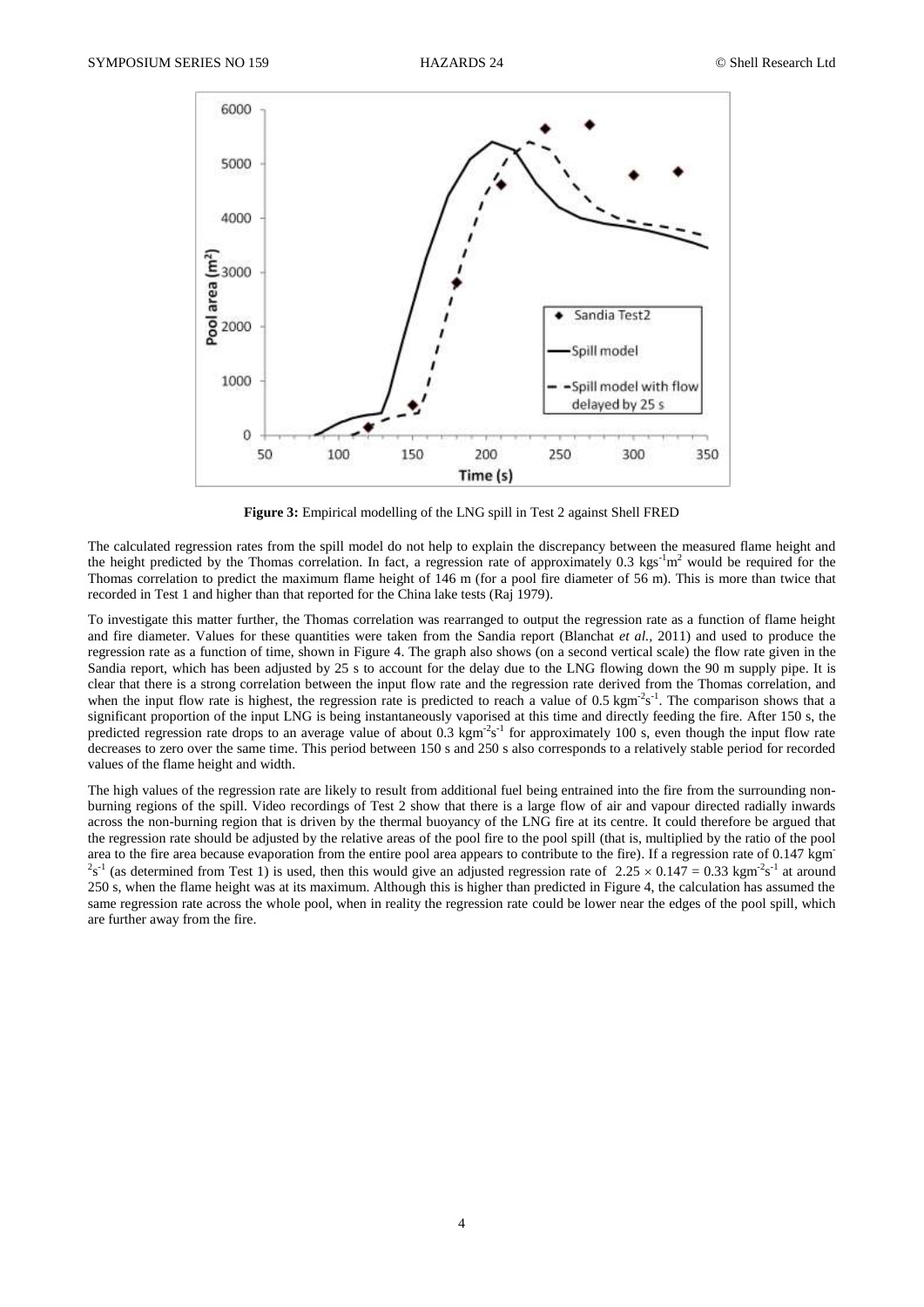**Figure 3:** Empirical modelling of the LNG spill in Test 2 against Shell FRED

The calculated regression rates from the spill model do not help to explain the discrepancy between the measured flame height and the height predicted by the Thomas correlation. In fact, a regression rate of approximately 0.3 $kgs^{-1}m^{2}$ would be required for the Thomas correlation to predict the maximum flame height of 146 m (for a pool fire diameter of 56 m). This is more than twice that recorded in Test 1 and higher than that reported for the China lake tests (Raj 1979).

To investigate this matter further, the Thomas correlation was rearranged to output the regression rate as a function of flame height and flame diameter. Values for these quantities were taken from the Sandia report (Blanchat *et al.*, 2011) and used to produce the regression rate as a function of time, shown in Figure 4. The graph also shows (on a second vertical scale) the flow rate given in the Sandia report, which has been adjusted by 25 s to account for the delay due to the LNG flowing down the 90 m supply pipe. It is clear that there is a strong correlation between the input flow rate and the regression rate derived from the Thomas correlation, and when the input flow rate is highest, the regression rate is predicted to reach a value of 0.5 $kgm^{-2}s^{-1}$. The comparison shows that a significant proportion of the input LNG is being instantaneously vaporised at this time and directly feeding the fire. After 150 s, the predicted regression rate drops to an average value of about 0.3 $kgm^{-2}s^{-1}$ for approximately 100 s, even though the input flow rate decreases to zero over the same time. This period between 150 s and 250 s also corresponds to a relatively stable period for recorded values of the flame height and width.

The high values of the regression rate are likely to result from additional fuel being entrained into the fire from the surrounding non-burning regions of the spill. Video recordings of Test 2 show that there is a large flow of air and vapour directed radially inwards across the non-burning region that is driven by the thermal buoyancy of the LNG fire at its centre. It could therefore be argued that the regression rate should be adjusted by the relative areas of the pool fire to the pool spill (that is, multiplied by the ratio of the pool area to the fire area because evaporation from the entire pool area appears to contribute to the fire). If a regression rate of 0.147 $kgm^{-2}s^{-1}$ (as determined from Test 1) is used, then this would give an adjusted regression rate of $2.25 \times 0.147 = 0.33$ $kgm^{-2}s^{-1}$ at around 250 s, when the flame height was at its maximum. Although this is higher than predicted in Figure 4, the calculation has assumed the same regression rate across the whole pool, when in reality the regression rate could be lower near the edges of the pool spill, which are further away from the fire.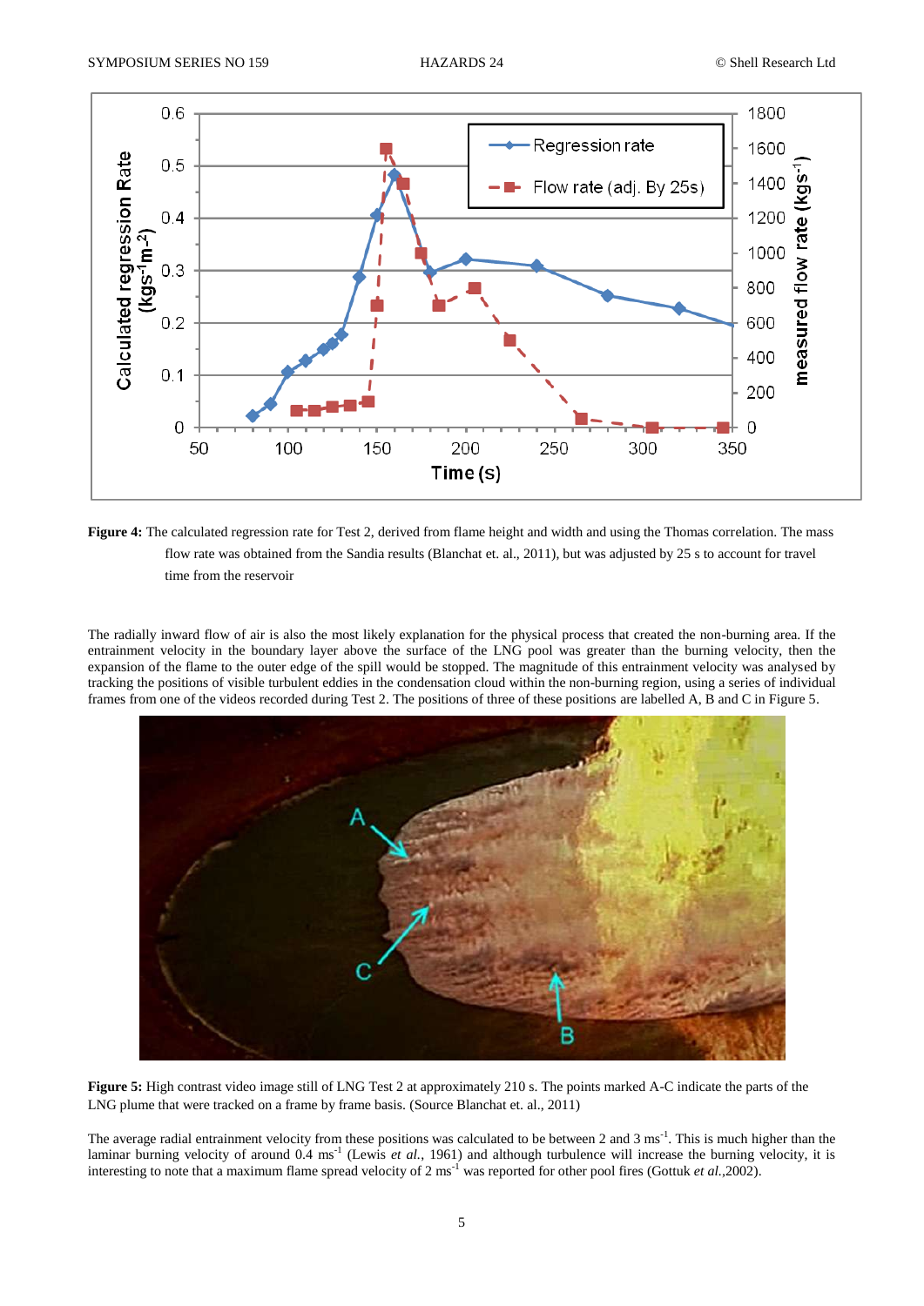**Figure 4:** The calculated regression rate for Test 2, derived from flame height and width and using the Thomas correlation. The mass flow rate was obtained from the Sandia results (Blanchat et. al., 2011), but was adjusted by 25 s to account for travel time from the reservoir

The radially inward flow of air is also the most likely explanation for the physical process that created the non-burning area. If the entrainment velocity in the boundary layer above the surface of the LNG pool was greater than the burning velocity, then the expansion of the flame to the outer edge of the spill would be stopped. The magnitude of this entrainment velocity was analysed by tracking the positions of visible turbulent eddies in the condensation cloud within the non-burning region, using a series of individual frames from one of the videos recorded during Test 2. The positions of three of these positions are labelled A, B and C in Figure 5.

**Figure 5:** High contrast video image still of LNG Test 2 at approximately 210 s. The points marked A-C indicate the parts of the LNG plume that were tracked on a frame by frame basis. (Source Blanchat et. al., 2011)

The average radial entrainment velocity from these positions was calculated to be between 2 and 3 $ms^{-1}$. This is much higher than the laminar burning velocity of around 0.4 $ms^{-1}$ (Lewis *et al.*, 1961) and although turbulence will increase the burning velocity, it is interesting to note that a maximum flame spread velocity of 2 $ms^{-1}$ was reported for other pool fires (Gottuk *et al.*,2002).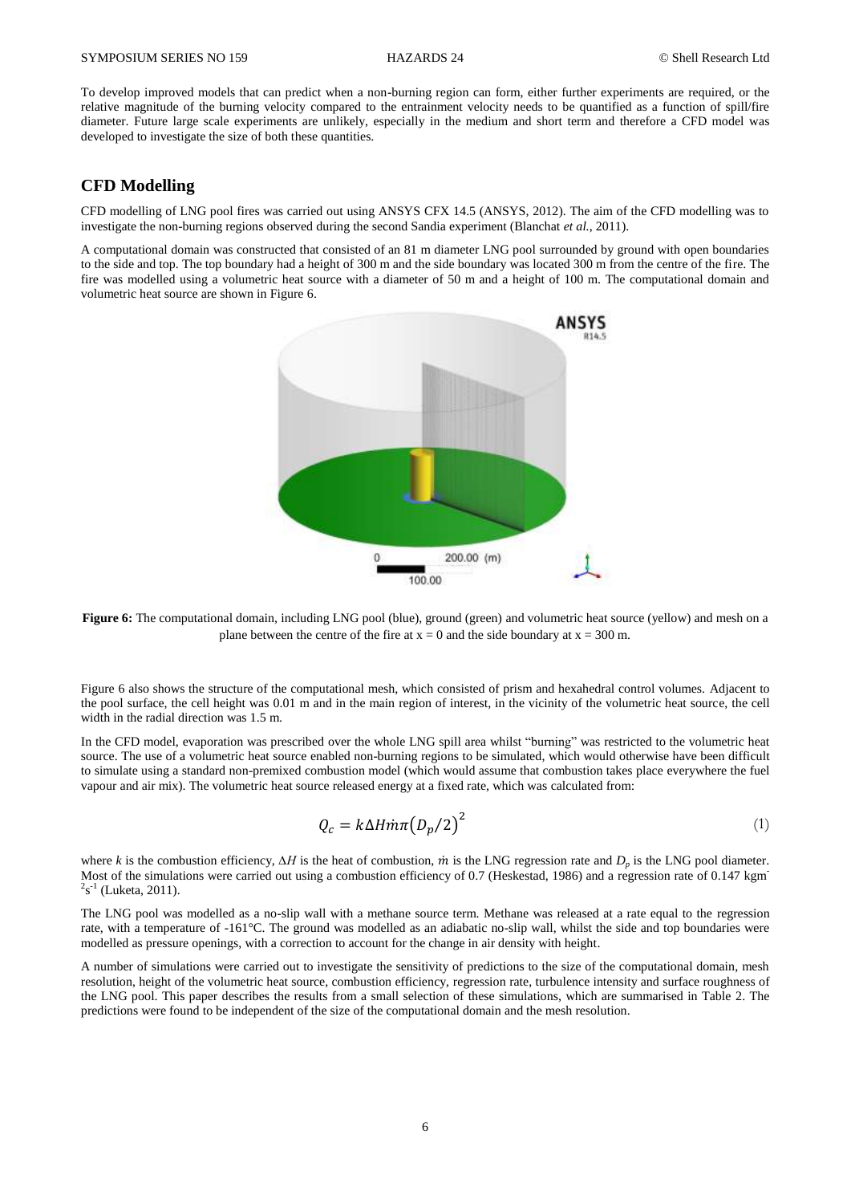To develop improved models that can predict when a non-burning region can form, either further experiments are required, or the relative magnitude of the burning velocity compared to the entrainment velocity needs to be quantified as a function of spill/fire diameter. Future large scale experiments are unlikely, especially in the medium and short term and therefore a CFD model was developed to investigate the size of both these quantities.

## CFD Modelling

CFD modelling of LNG pool fires was carried out using ANSYS CFX 14.5 (ANSYS, 2012). The aim of the CFD modelling was to investigate the non-burning regions observed during the second Sandia experiment (Blanchat *et al.*, 2011).

A computational domain was constructed that consisted of an 81 m diameter LNG pool surrounded by ground with open boundaries to the side and top. The top boundary had a height of 300 m and the side boundary was located 300 m from the centre of the fire. The fire was modelled using a volumetric heat source with a diameter of 50 m and a height of 100 m. The computational domain and volumetric heat source are shown in Figure 6.

**Figure 6:** The computational domain, including LNG pool (blue), ground (green) and volumetric heat source (yellow) and mesh on a plane between the centre of the fire at $x = 0$ and the side boundary at $x = 300$ m.

Figure 6 also shows the structure of the computational mesh, which consisted of prism and hexahedral control volumes. Adjacent to the pool surface, the cell height was 0.01 m and in the main region of interest, in the vicinity of the volumetric heat source, the cell width in the radial direction was 1.5 m.

In the CFD model, evaporation was prescribed over the whole LNG spill area whilst "burning" was restricted to the volumetric heat source. The use of a volumetric heat source enabled non-burning regions to be simulated, which would otherwise have been difficult to simulate using a standard non-premixed combustion model (which would assume that combustion takes place everywhere the fuel vapour and air mix). The volumetric heat source released energy at a fixed rate, which was calculated from:

$$Q_c = k\Delta H\dot{m}\pi\left(D_p/2\right)^2 \tag{1}$$

where $k$ is the combustion efficiency, $\Delta H$ is the heat of combustion, $\dot{m}$ is the LNG regression rate and $D_p$ is the LNG pool diameter. Most of the simulations were carried out using a combustion efficiency of 0.7 (Heskestad, 1986) and a regression rate of 0.147 $kgm^{-2}s^{-1}$ (Luketa, 2011).

The LNG pool was modelled as a no-slip wall with a methane source term. Methane was released at a rate equal to the regression rate, with a temperature of -161°C. The ground was modelled as an adiabatic no-slip wall, whilst the side and top boundaries were modelled as pressure openings, with a correction to account for the change in air density with height.

A number of simulations were carried out to investigate the sensitivity of predictions to the size of the computational domain, mesh resolution, height of the volumetric heat source, combustion efficiency, regression rate, turbulence intensity and surface roughness of the LNG pool. This paper describes the results from a small selection of these simulations, which are summarised in Table 2. The predictions were found to be independent of the size of the computational domain and the mesh resolution.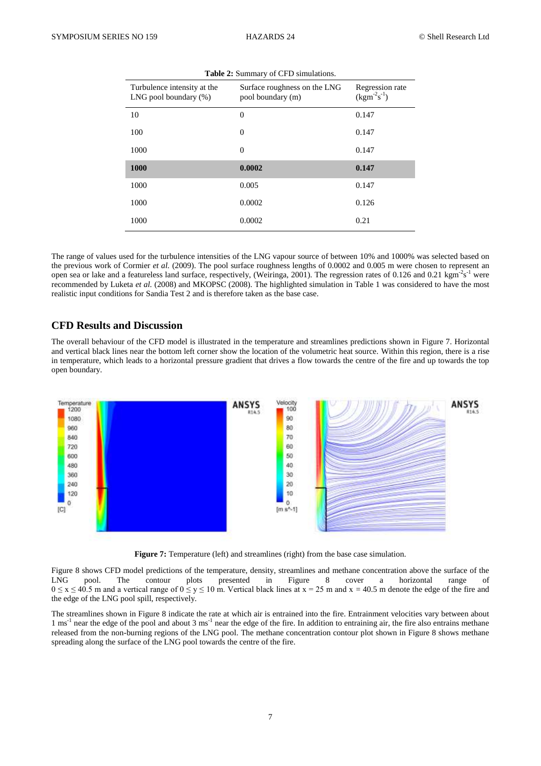**Table 2:** Summary of CFD simulations.

| Turbulence intensity at the LNG pool boundary (%) | Surface roughness on the LNG pool boundary (m) | Regression rate ($kgm^{-2}s^{-1}$) |
|---|---|---|
| 10 | 0 | 0.147 |
| 100 | 0 | 0.147 |
| 1000 | 0 | 0.147 |
| **1000** | **0.0002** | **0.147** |
| 1000 | 0.005 | 0.147 |
| 1000 | 0.0002 | 0.126 |
| 1000 | 0.0002 | 0.21 |

The range of values used for the turbulence intensities of the LNG vapour source of between 10% and 1000% was selected based on the previous work of Cormier *et al.* (2009). The pool surface roughness lengths of 0.0002 and 0.005 m were chosen to represent an open sea or lake and a featureless land surface, respectively, (Weiringa, 2001). The regression rates of 0.126 and 0.21 $kgm^{-2}s^{-1}$ were recommended by Luketa *et al.* (2008) and MKOPSC (2008). The highlighted simulation in Table 1 was considered to have the most realistic input conditions for Sandia Test 2 and is therefore taken as the base case.

## CFD Results and Discussion

The overall behaviour of the CFD model is illustrated in the temperature and streamlines predictions shown in Figure 7. Horizontal and vertical black lines near the bottom left corner show the location of the volumetric heat source. Within this region, there is a rise in temperature, which leads to a horizontal pressure gradient that drives a flow towards the centre of the fire and up towards the top open boundary.

**Figure 7:** Temperature (left) and streamlines (right) from the base case simulation.

Figure 8 shows CFD model predictions of the temperature, density, streamlines and methane concentration above the surface of the LNG pool. The contour plots presented in Figure 8 cover a horizontal range of $0 \leq x \leq 40.5$ m and a vertical range of $0 \leq y \leq 10$ m. Vertical black lines at $x = 25$ m and $x = 40.5$ m denote the edge of the fire and the edge of the LNG pool spill, respectively.

The streamlines shown in Figure 8 indicate the rate at which air is entrained into the fire. Entrainment velocities vary between about 1 $ms^{-1}$ near the edge of the pool and about 3 $ms^{-1}$ near the edge of the fire. In addition to entraining air, the fire also entrains methane released from the non-burning regions of the LNG pool. The methane concentration contour plot shown in Figure 8 shows methane spreading along the surface of the LNG pool towards the centre of the fire.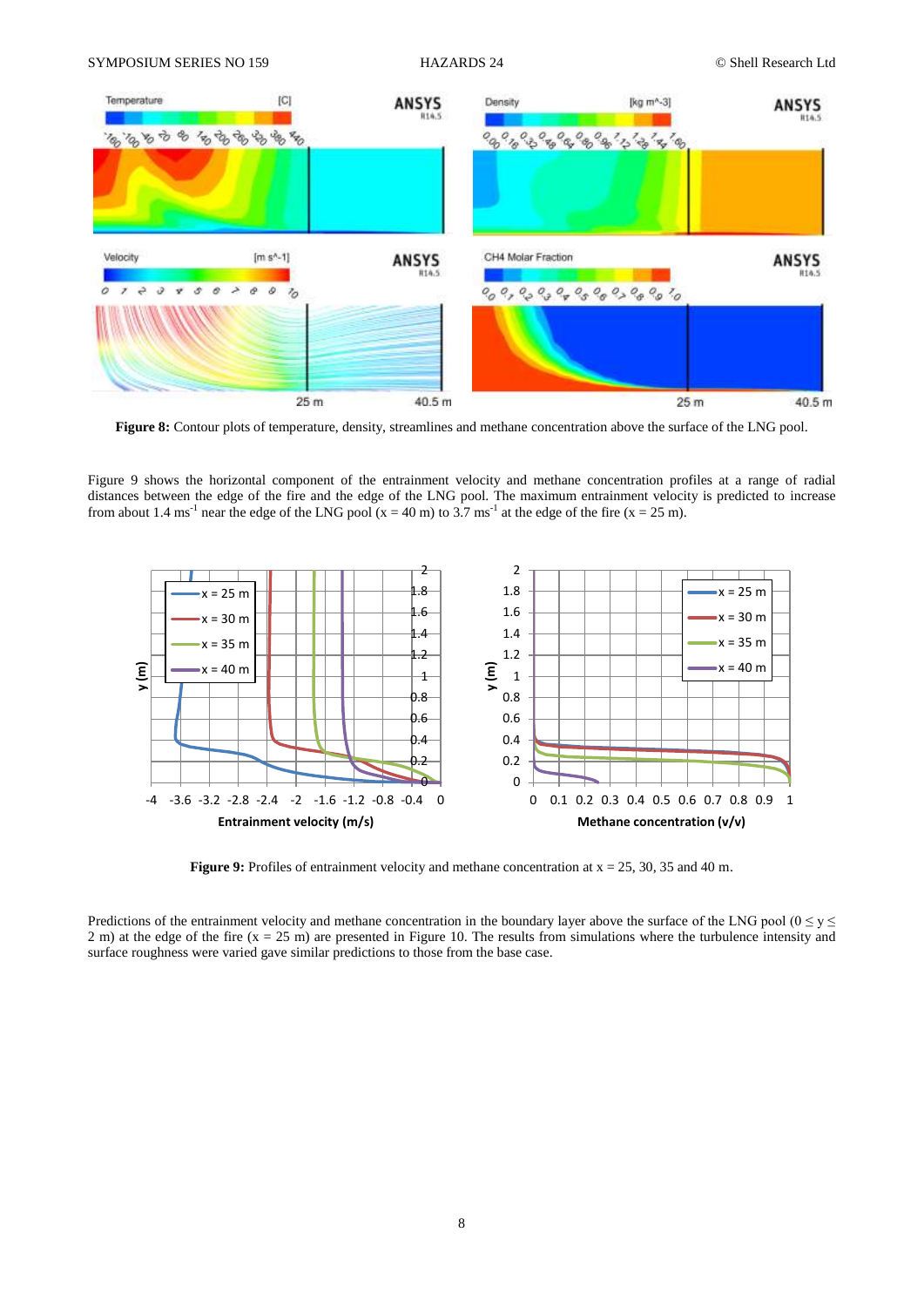**Figure 8:** Contour plots of temperature, density, streamlines and methane concentration above the surface of the LNG pool.

Figure 9 shows the horizontal component of the entrainment velocity and methane concentration profiles at a range of radial distances between the edge of the fire and the edge of the LNG pool. The maximum entrainment velocity is predicted to increase from about 1.4 $ms^{-1}$ near the edge of the LNG pool (x = 40 m) to 3.7 $ms^{-1}$ at the edge of the fire (x = 25 m).

**Figure 9:** Profiles of entrainment velocity and methane concentration at x = 25, 30, 35 and 40 m.

Predictions of the entrainment velocity and methane concentration in the boundary layer above the surface of the LNG pool ($0 \leq y \leq 2$ m) at the edge of the fire (x = 25 m) are presented in Figure 10. The results from simulations where the turbulence intensity and surface roughness were varied gave similar predictions to those from the base case.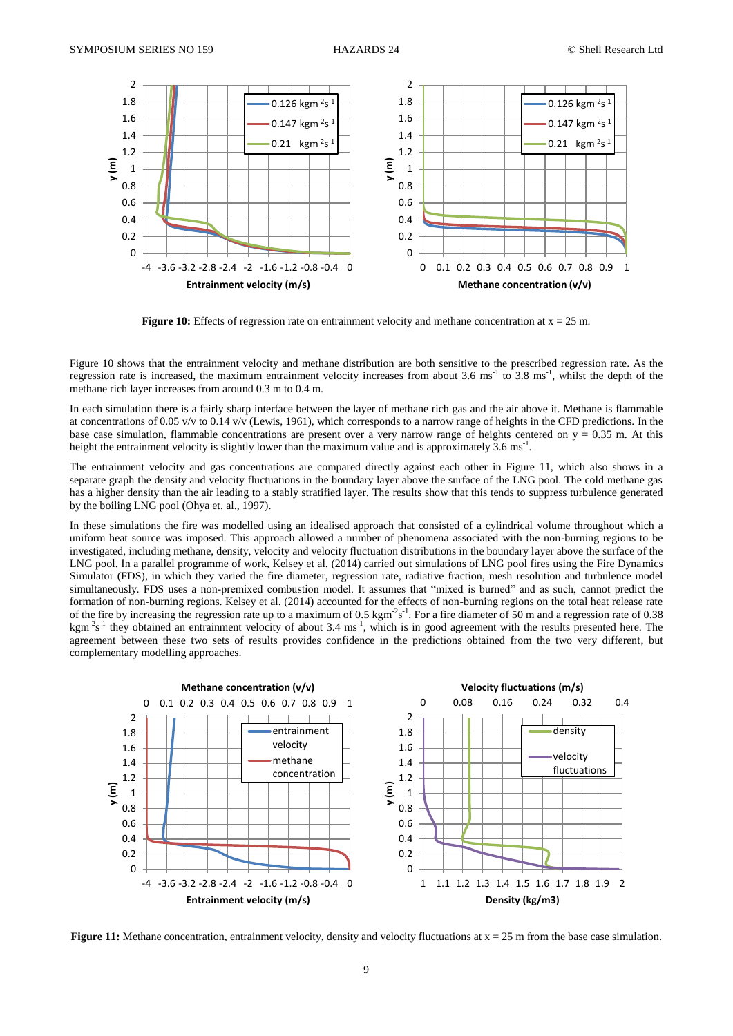**Figure 10:** Effects of regression rate on entrainment velocity and methane concentration at x = 25 m.

Figure 10 shows that the entrainment velocity and methane distribution are both sensitive to the prescribed regression rate. As the regression rate is increased, the maximum entrainment velocity increases from about 3.6 $ms^{-1}$ to 3.8 $ms^{-1}$, whilst the depth of the methane rich layer increases from around 0.3 m to 0.4 m.

In each simulation there is a fairly sharp interface between the layer of methane rich gas and the air above it. Methane is flammable at concentrations of 0.05 v/v to 0.14 v/v (Lewis, 1961), which corresponds to a narrow range of heights in the CFD predictions. In the base case simulation, flammable concentrations are present over a very narrow range of heights centered on y = 0.35 m. At this height the entrainment velocity is slightly lower than the maximum value and is approximately 3.6 $ms^{-1}$.

The entrainment velocity and gas concentrations are compared directly against each other in Figure 11, which also shows in a separate graph the density and velocity fluctuations in the boundary layer above the surface of the LNG pool. The cold methane gas has a higher density than the air leading to a stably stratified layer. The results show that this tends to suppress turbulence generated by the boiling LNG pool (Ohya et. al., 1997).

In these simulations the fire was modelled using an idealised approach that consisted of a cylindrical volume throughout which a uniform heat source was imposed. This approach allowed a number of phenomena associated with the non-burning regions to be investigated, including methane, density, velocity and velocity fluctuation distributions in the boundary layer above the surface of the LNG pool. In a parallel programme of work, Kelsey et al. (2014) carried out simulations of LNG pool fires using the Fire Dynamics Simulator (FDS), in which they varied the fire diameter, regression rate, radiative fraction, mesh resolution and turbulence model simultaneously. FDS uses a non-premixed combustion model. It assumes that "mixed is burned" and as such, cannot predict the formation of non-burning regions. Kelsey et al. (2014) accounted for the effects of non-burning regions on the total heat release rate of the fire by increasing the regression rate up to a maximum of 0.5 $kgm^{-2}s^{-1}$. For a fire diameter of 50 m and a regression rate of 0.38 $kgm^{-2}s^{-1}$ they obtained an entrainment velocity of about 3.4 $ms^{-1}$, which is in good agreement with the results presented here. The agreement between these two sets of results provides confidence in the predictions obtained from the two very different, but complementary modelling approaches.

**Figure 11:** Methane concentration, entrainment velocity, density and velocity fluctuations at x = 25 m from the base case simulation.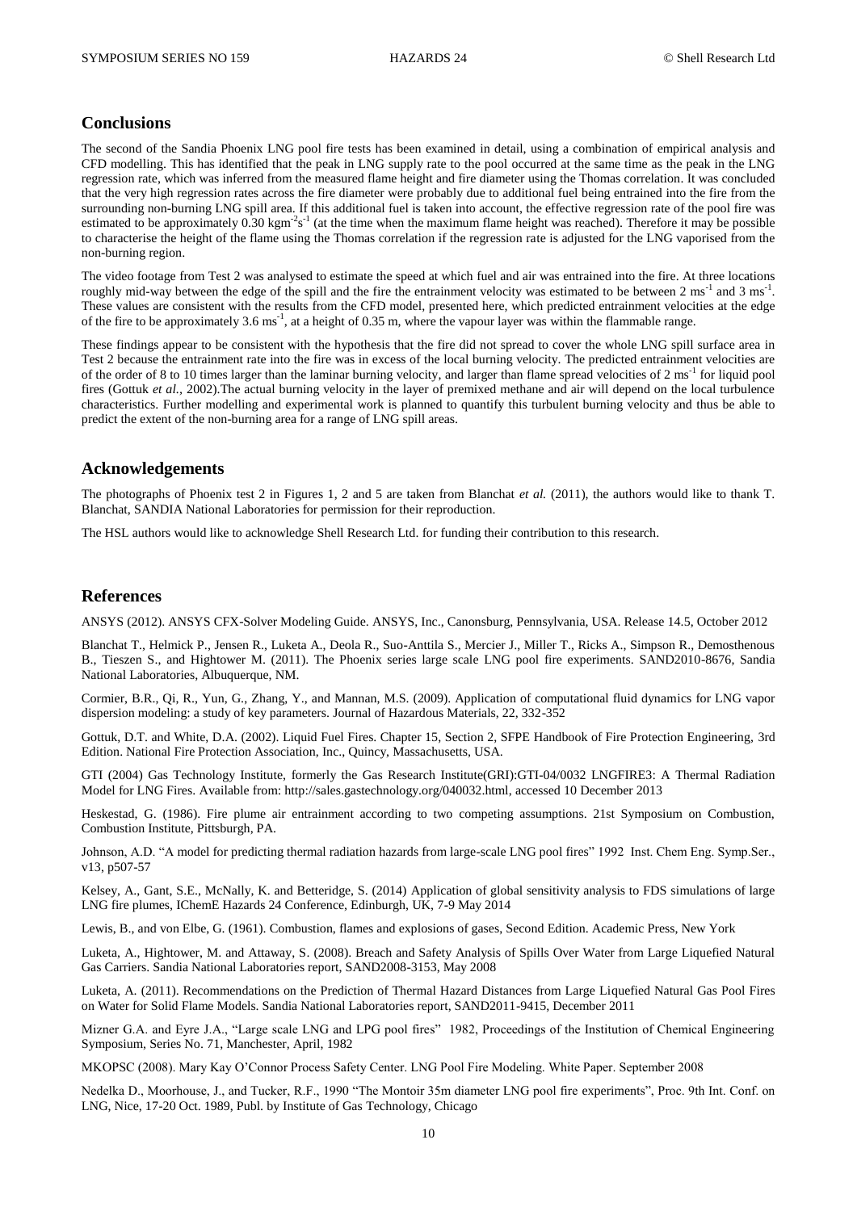## Conclusions

The second of the Sandia Phoenix LNG pool fire tests has been examined in detail, using a combination of empirical analysis and CFD modelling. This has identified that the peak in LNG supply rate to the pool occurred at the same time as the peak in the LNG regression rate, which was inferred from the measured flame height and fire diameter using the Thomas correlation. It was concluded that the very high regression rates across the fire diameter were probably due to additional fuel being entrained into the fire from the surrounding non-burning LNG spill area. If this additional fuel is taken into account, the effective regression rate of the pool fire was estimated to be approximately 0.30 $kgm^{-2}s^{-1}$ (at the time when the maximum flame height was reached). Therefore it may be possible to characterise the height of the flame using the Thomas correlation if the regression rate is adjusted for the LNG vaporised from the non-burning region.

The video footage from Test 2 was analysed to estimate the speed at which fuel and air was entrained into the fire. At three locations roughly mid-way between the edge of the spill and the fire the entrainment velocity was estimated to be between 2 $ms^{-1}$ and 3 $ms^{-1}$. These values are consistent with the results from the CFD model, presented here, which predicted entrainment velocities at the edge of the fire to be approximately 3.6 $ms^{-1}$, at a height of 0.35 m, where the vapour layer was within the flammable range.

These findings appear to be consistent with the hypothesis that the fire did not spread to cover the whole LNG spill surface area in Test 2 because the entrainment rate into the fire was in excess of the local burning velocity. The predicted entrainment velocities are of the order of 8 to 10 times larger than the laminar burning velocity, and larger than flame spread velocities of 2 $ms^{-1}$ for liquid pool fires (Gottuk *et al.*, 2002).The actual burning velocity in the layer of premixed methane and air will depend on the local turbulence characteristics. Further modelling and experimental work is planned to quantify this turbulent burning velocity and thus be able to predict the extent of the non-burning area for a range of LNG spill areas.

## Acknowledgements

The photographs of Phoenix test 2 in Figures 1, 2 and 5 are taken from Blanchat *et al.* (2011), the authors would like to thank T. Blanchat, SANDIA National Laboratories for permission for their reproduction.

The HSL authors would like to acknowledge Shell Research Ltd. for funding their contribution to this research.

## References

ANSYS (2012). ANSYS CFX-Solver Modeling Guide. ANSYS, Inc., Canonsburg, Pennsylvania, USA. Release 14.5, October 2012

Blanchat T., Helmick P., Jensen R., Luketa A., Deola R., Suo-Anttila S., Mercier J., Miller T., Ricks A., Simpson R., Demosthenous B., Tieszen S., and Hightower M. (2011). The Phoenix series large scale LNG pool fire experiments. SAND2010-8676, Sandia National Laboratories, Albuquerque, NM.

Cormier, B.R., Qi, R., Yun, G., Zhang, Y., and Mannan, M.S. (2009). Application of computational fluid dynamics for LNG vapor dispersion modeling: a study of key parameters. Journal of Hazardous Materials, 22, 332-352

Gottuk, D.T. and White, D.A. (2002). Liquid Fuel Fires. Chapter 15, Section 2, SFPE Handbook of Fire Protection Engineering, 3rd Edition. National Fire Protection Association, Inc., Quincy, Massachusetts, USA.

GTI (2004) Gas Technology Institute, formerly the Gas Research Institute(GRI):GTI-04/0032 LNGFIRE3: A Thermal Radiation Model for LNG Fires. Available from: http://sales.gastechnology.org/040032.html, accessed 10 December 2013

Heskestad, G. (1986). Fire plume air entrainment according to two competing assumptions. 21st Symposium on Combustion, Combustion Institute, Pittsburgh, PA.

Johnson, A.D. "A model for predicting thermal radiation hazards from large-scale LNG pool fires" 1992 Inst. Chem Eng. Symp.Ser., v13, p507-57

Kelsey, A., Gant, S.E., McNally, K. and Betteridge, S. (2014) Application of global sensitivity analysis to FDS simulations of large LNG fire plumes, IChemE Hazards 24 Conference, Edinburgh, UK, 7-9 May 2014

Lewis, B., and von Elbe, G. (1961). Combustion, flames and explosions of gases, Second Edition. Academic Press, New York

Luketa, A., Hightower, M. and Attaway, S. (2008). Breach and Safety Analysis of Spills Over Water from Large Liquefied Natural Gas Carriers. Sandia National Laboratories report, SAND2008-3153, May 2008

Luketa, A. (2011). Recommendations on the Prediction of Thermal Hazard Distances from Large Liquefied Natural Gas Pool Fires on Water for Solid Flame Models. Sandia National Laboratories report, SAND2011-9415, December 2011

Mizner G.A. and Eyre J.A., "Large scale LNG and LPG pool fires" 1982, Proceedings of the Institution of Chemical Engineering Symposium, Series No. 71, Manchester, April, 1982

MKOPSC (2008). Mary Kay O'Connor Process Safety Center. LNG Pool Fire Modeling. White Paper. September 2008

Nedelka D., Moorhouse, J., and Tucker, R.F., 1990 "The Montoir 35m diameter LNG pool fire experiments", Proc. 9th Int. Conf. on LNG, Nice, 17-20 Oct. 1989, Publ. by Institute of Gas Technology, Chicago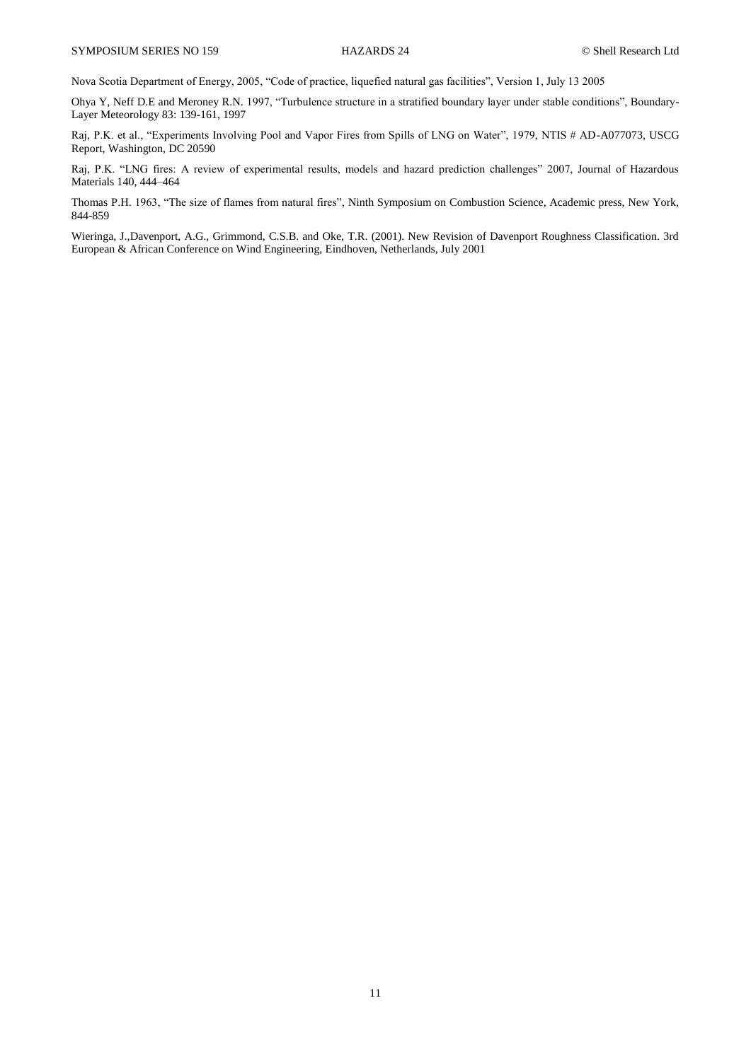Nova Scotia Department of Energy, 2005, "Code of practice, liquefied natural gas facilities", Version 1, July 13 2005

Ohya Y, Neff D.E and Meroney R.N. 1997, "Turbulence structure in a stratified boundary layer under stable conditions", Boundary-Layer Meteorology 83: 139-161, 1997

Raj, P.K. et al., "Experiments Involving Pool and Vapor Fires from Spills of LNG on Water", 1979, NTIS # AD-A077073, USCG Report, Washington, DC 20590

Raj, P.K. "LNG fires: A review of experimental results, models and hazard prediction challenges" 2007, Journal of Hazardous Materials 140, 444–464

Thomas P.H. 1963, "The size of flames from natural fires", Ninth Symposium on Combustion Science, Academic press, New York, 844-859

Wieringa, J.,Davenport, A.G., Grimmond, C.S.B. and Oke, T.R. (2001). New Revision of Davenport Roughness Classification. 3rd European & African Conference on Wind Engineering, Eindhoven, Netherlands, July 2001